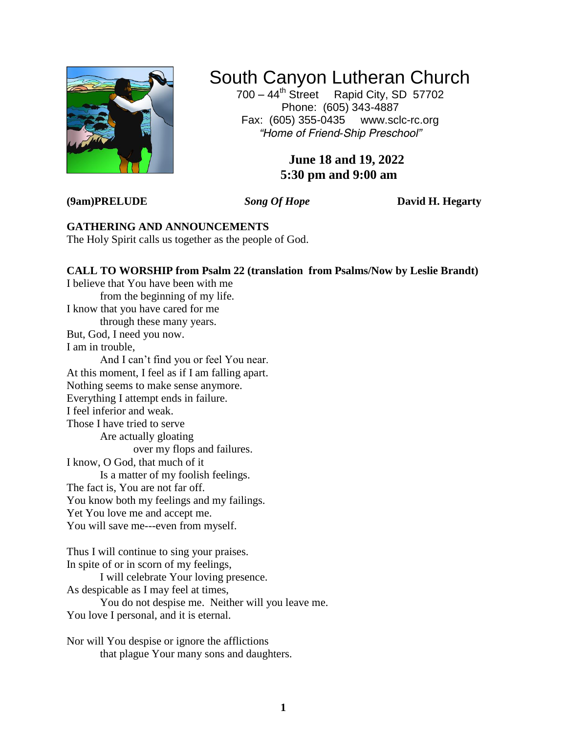# South Canyon Lutheran Church

700 – 44th Street    Rapid City, SD 57702
Phone: (605) 343-4887
Fax: (605) 355-0435    www.sclc-rc.org
*"Home of Friend-Ship Preschool"*

**June 18 and 19, 2022**
**5:30 pm and 9:00 am**

**(9am)PRELUDE** ***Song Of Hope*** **David H. Hegarty**

**GATHERING AND ANNOUNCEMENTS**
The Holy Spirit calls us together as the people of God.

**CALL TO WORSHIP from Psalm 22 (translation from Psalms/Now by Leslie Brandt)**

I believe that You have been with me
from the beginning of my life.
I know that you have cared for me
through these many years.
But, God, I need you now.
I am in trouble,
And I can't find you or feel You near.
At this moment, I feel as if I am falling apart.
Nothing seems to make sense anymore.
Everything I attempt ends in failure.
I feel inferior and weak.
Those I have tried to serve
Are actually gloating
over my flops and failures.
I know, O God, that much of it
Is a matter of my foolish feelings.
The fact is, You are not far off.
You know both my feelings and my failings.
Yet You love me and accept me.
You will save me---even from myself.

Thus I will continue to sing your praises.
In spite of or in scorn of my feelings,
I will celebrate Your loving presence.
As despicable as I may feel at times,
You do not despise me. Neither will you leave me.
You love I personal, and it is eternal.

Nor will You despise or ignore the afflictions
that plague Your many sons and daughters.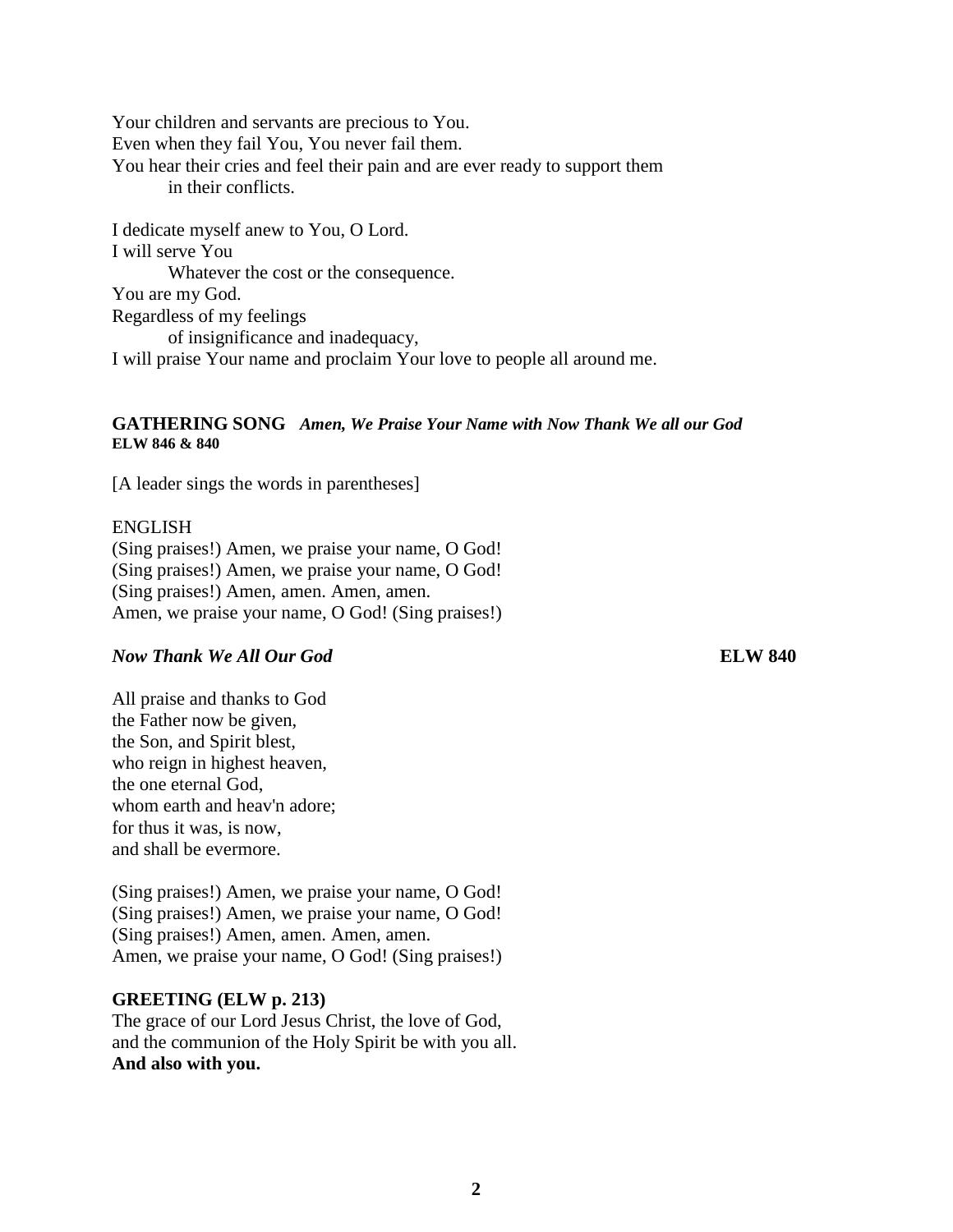Your children and servants are precious to You.
Even when they fail You, You never fail them.
You hear their cries and feel their pain and are ever ready to support them
 in their conflicts.

I dedicate myself anew to You, O Lord.
I will serve You
 Whatever the cost or the consequence.
You are my God.
Regardless of my feelings
 of insignificance and inadequacy,
I will praise Your name and proclaim Your love to people all around me.

### GATHERING SONG *Amen, We Praise Your Name with Now Thank We all our God*
**ELW 846 & 840**

[A leader sings the words in parentheses]

ENGLISH
(Sing praises!) Amen, we praise your name, O God!
(Sing praises!) Amen, we praise your name, O God!
(Sing praises!) Amen, amen. Amen, amen.
Amen, we praise your name, O God! (Sing praises!)

***Now Thank We All Our God*** **ELW 840**

All praise and thanks to God
the Father now be given,
the Son, and Spirit blest,
who reign in highest heaven,
the one eternal God,
whom earth and heav'n adore;
for thus it was, is now,
and shall be evermore.

(Sing praises!) Amen, we praise your name, O God!
(Sing praises!) Amen, we praise your name, O God!
(Sing praises!) Amen, amen. Amen, amen.
Amen, we praise your name, O God! (Sing praises!)

### GREETING (ELW p. 213)

The grace of our Lord Jesus Christ, the love of God,
and the communion of the Holy Spirit be with you all.
**And also with you.**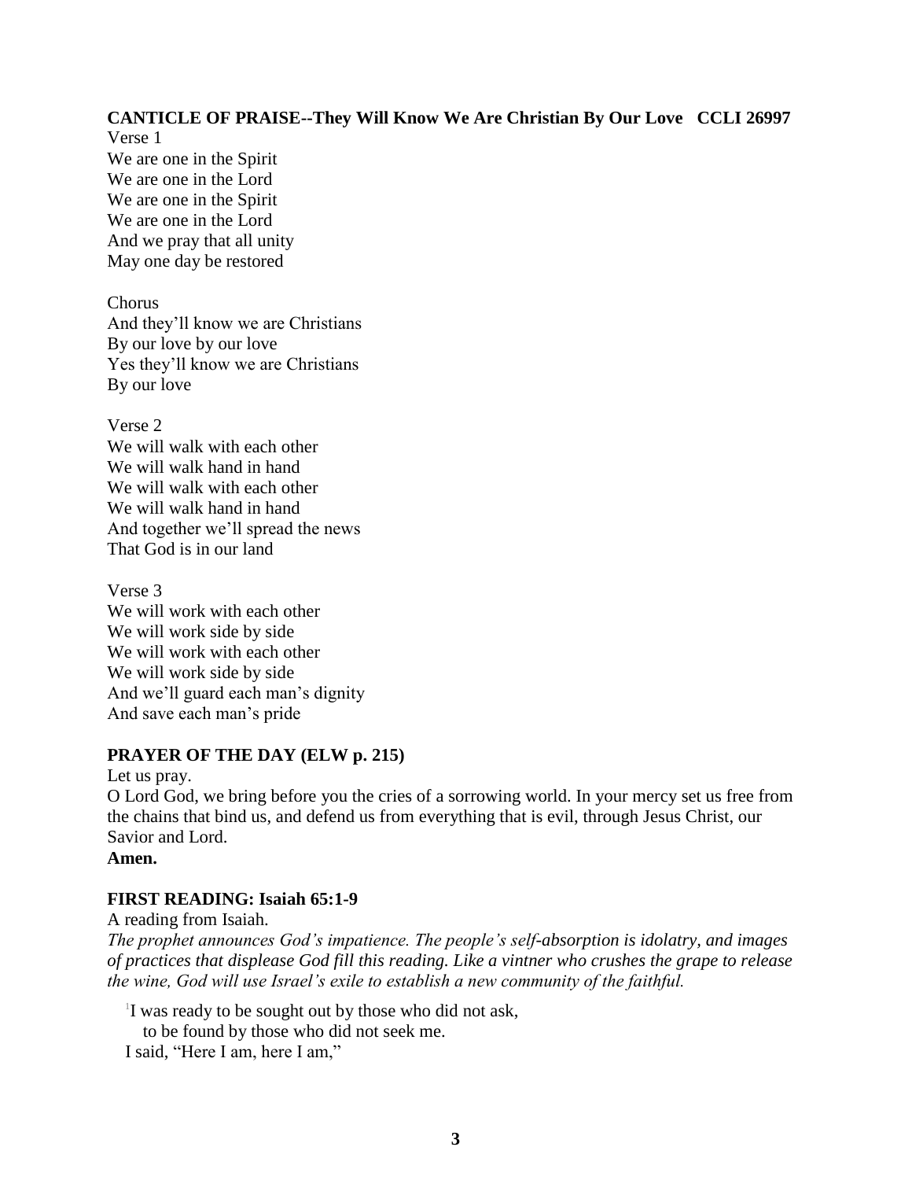**CANTICLE OF PRAISE--They Will Know We Are Christian By Our Love CCLI 26997**

Verse 1
We are one in the Spirit
We are one in the Lord
We are one in the Spirit
We are one in the Lord
And we pray that all unity
May one day be restored

Chorus
And they'll know we are Christians
By our love by our love
Yes they'll know we are Christians
By our love

Verse 2
We will walk with each other
We will walk hand in hand
We will walk with each other
We will walk hand in hand
And together we'll spread the news
That God is in our land

Verse 3
We will work with each other
We will work side by side
We will work with each other
We will work side by side
And we'll guard each man's dignity
And save each man's pride

**PRAYER OF THE DAY (ELW p. 215)**

Let us pray.
O Lord God, we bring before you the cries of a sorrowing world. In your mercy set us free from the chains that bind us, and defend us from everything that is evil, through Jesus Christ, our Savior and Lord.
**Amen.**

**FIRST READING: Isaiah 65:1-9**

A reading from Isaiah.
*The prophet announces God's impatience. The people's self-absorption is idolatry, and images of practices that displease God fill this reading. Like a vintner who crushes the grape to release the wine, God will use Israel's exile to establish a new community of the faithful.*

[1]I was ready to be sought out by those who did not ask,
to be found by those who did not seek me.
I said, "Here I am, here I am,"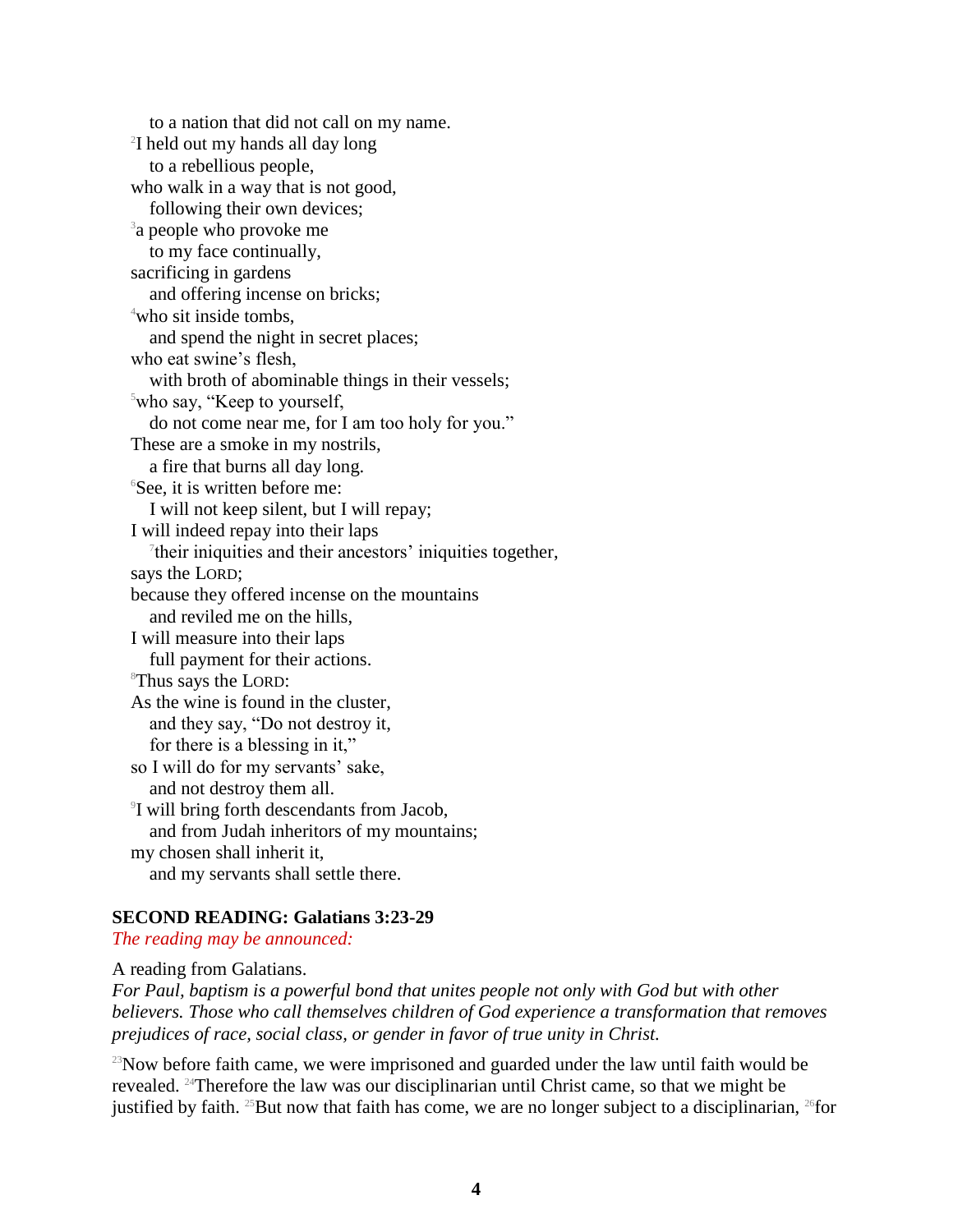to a nation that did not call on my name.
[2]I held out my hands all day long
to a rebellious people,
who walk in a way that is not good,
following their own devices;
[3]a people who provoke me
to my face continually,
sacrificing in gardens
and offering incense on bricks;
[4]who sit inside tombs,
and spend the night in secret places;
who eat swine's flesh,
with broth of abominable things in their vessels;
[5]who say, "Keep to yourself,
do not come near me, for I am too holy for you."
These are a smoke in my nostrils,
a fire that burns all day long.
[6]See, it is written before me:
I will not keep silent, but I will repay;
I will indeed repay into their laps
[7]their iniquities and their ancestors' iniquities together,
says the LORD;
because they offered incense on the mountains
and reviled me on the hills,
I will measure into their laps
full payment for their actions.
[8]Thus says the LORD:
As the wine is found in the cluster,
and they say, "Do not destroy it,
for there is a blessing in it,"
so I will do for my servants' sake,
and not destroy them all.
[9]I will bring forth descendants from Jacob,
and from Judah inheritors of my mountains;
my chosen shall inherit it,
and my servants shall settle there.

**SECOND READING: Galatians 3:23-29**

*The reading may be announced:*

A reading from Galatians.

*For Paul, baptism is a powerful bond that unites people not only with God but with other believers. Those who call themselves children of God experience a transformation that removes prejudices of race, social class, or gender in favor of true unity in Christ.*

[23]Now before faith came, we were imprisoned and guarded under the law until faith would be revealed. [24]Therefore the law was our disciplinarian until Christ came, so that we might be justified by faith. [25]But now that faith has come, we are no longer subject to a disciplinarian, [26]for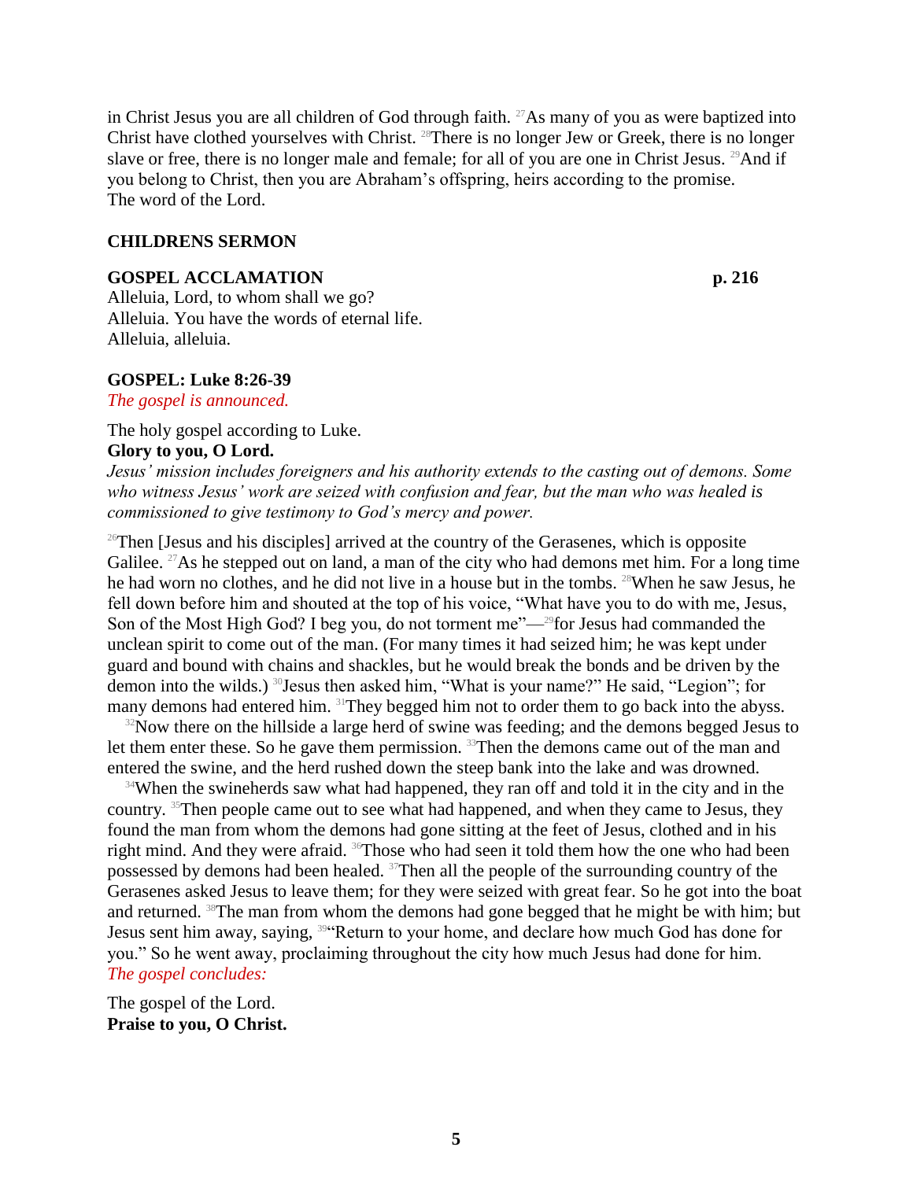in Christ Jesus you are all children of God through faith. [27]As many of you as were baptized into Christ have clothed yourselves with Christ. [28]There is no longer Jew or Greek, there is no longer slave or free, there is no longer male and female; for all of you are one in Christ Jesus. [29]And if you belong to Christ, then you are Abraham's offspring, heirs according to the promise.
The word of the Lord.

**CHILDRENS SERMON**

**GOSPEL ACCLAMATION** **p. 216**

Alleluia, Lord, to whom shall we go?
Alleluia. You have the words of eternal life.
Alleluia, alleluia.

**GOSPEL: Luke 8:26-39**

*The gospel is announced.*

The holy gospel according to Luke.
**Glory to you, O Lord.**

*Jesus' mission includes foreigners and his authority extends to the casting out of demons. Some who witness Jesus' work are seized with confusion and fear, but the man who was healed is commissioned to give testimony to God's mercy and power.*

[26]Then [Jesus and his disciples] arrived at the country of the Gerasenes, which is opposite Galilee. [27]As he stepped out on land, a man of the city who had demons met him. For a long time he had worn no clothes, and he did not live in a house but in the tombs. [28]When he saw Jesus, he fell down before him and shouted at the top of his voice, "What have you to do with me, Jesus, Son of the Most High God? I beg you, do not torment me"—[29]for Jesus had commanded the unclean spirit to come out of the man. (For many times it had seized him; he was kept under guard and bound with chains and shackles, but he would break the bonds and be driven by the demon into the wilds.) [30]Jesus then asked him, "What is your name?" He said, "Legion"; for many demons had entered him. [31]They begged him not to order them to go back into the abyss.

[32]Now there on the hillside a large herd of swine was feeding; and the demons begged Jesus to let them enter these. So he gave them permission. [33]Then the demons came out of the man and entered the swine, and the herd rushed down the steep bank into the lake and was drowned.

[34]When the swineherds saw what had happened, they ran off and told it in the city and in the country. [35]Then people came out to see what had happened, and when they came to Jesus, they found the man from whom the demons had gone sitting at the feet of Jesus, clothed and in his right mind. And they were afraid. [36]Those who had seen it told them how the one who had been possessed by demons had been healed. [37]Then all the people of the surrounding country of the Gerasenes asked Jesus to leave them; for they were seized with great fear. So he got into the boat and returned. [38]The man from whom the demons had gone begged that he might be with him; but Jesus sent him away, saying, [39]"Return to your home, and declare how much God has done for you." So he went away, proclaiming throughout the city how much Jesus had done for him.

*The gospel concludes:*

The gospel of the Lord.
**Praise to you, O Christ.**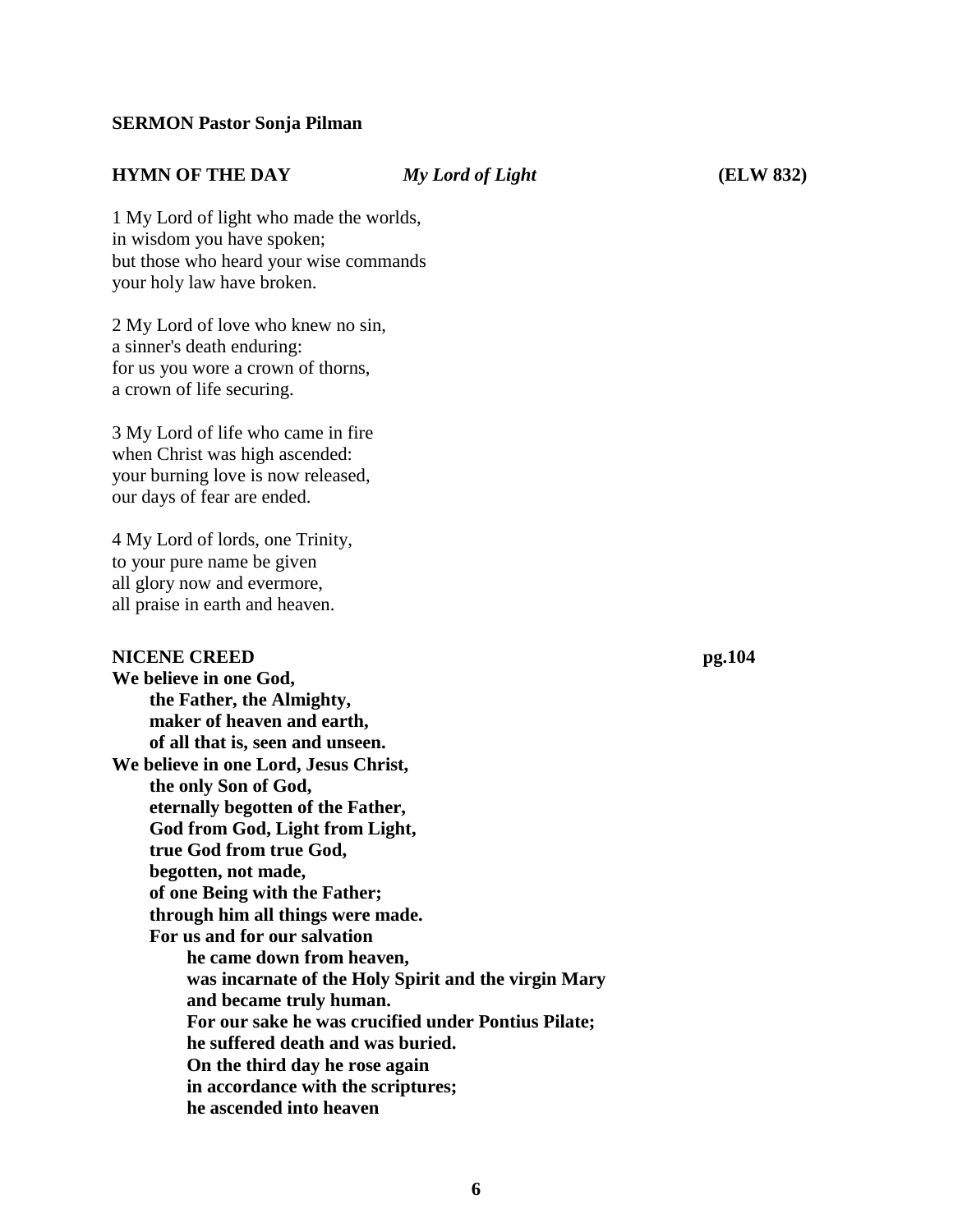**SERMON Pastor Sonja Pilman**

**HYMN OF THE DAY** *My Lord of Light* **(ELW 832)**

1 My Lord of light who made the worlds,
in wisdom you have spoken;
but those who heard your wise commands
your holy law have broken.

2 My Lord of love who knew no sin,
a sinner's death enduring:
for us you wore a crown of thorns,
a crown of life securing.

3 My Lord of life who came in fire
when Christ was high ascended:
your burning love is now released,
our days of fear are ended.

4 My Lord of lords, one Trinity,
to your pure name be given
all glory now and evermore,
all praise in earth and heaven.

**NICENE CREED** **pg.104**

**We believe in one God,**
**the Father, the Almighty,**
**maker of heaven and earth,**
**of all that is, seen and unseen.**
**We believe in one Lord, Jesus Christ,**
**the only Son of God,**
**eternally begotten of the Father,**
**God from God, Light from Light,**
**true God from true God,**
**begotten, not made,**
**of one Being with the Father;**
**through him all things were made.**
**For us and for our salvation**
**he came down from heaven,**
**was incarnate of the Holy Spirit and the virgin Mary**
**and became truly human.**
**For our sake he was crucified under Pontius Pilate;**
**he suffered death and was buried.**
**On the third day he rose again**
**in accordance with the scriptures;**
**he ascended into heaven**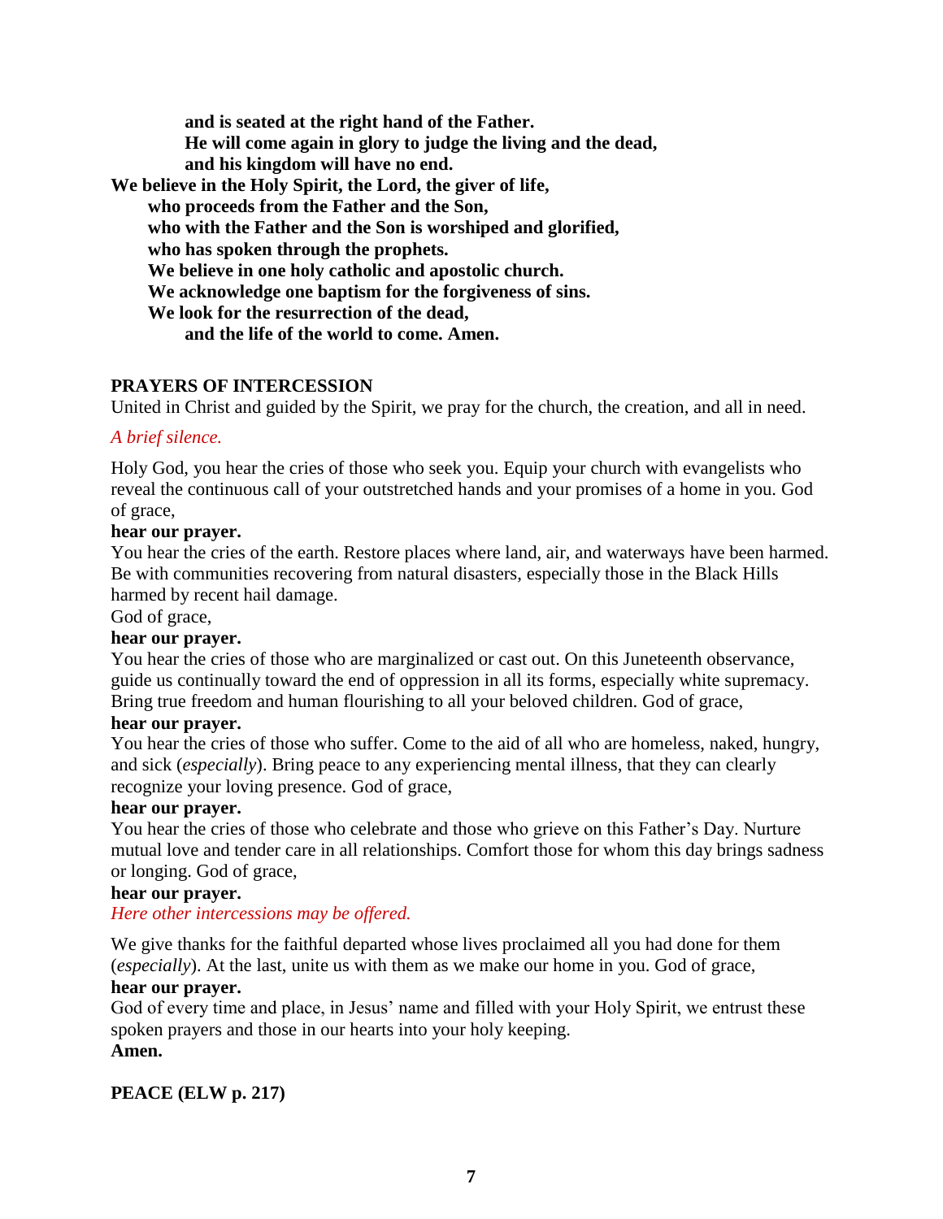**and is seated at the right hand of the Father.**
**He will come again in glory to judge the living and the dead,**
**and his kingdom will have no end.**
**We believe in the Holy Spirit, the Lord, the giver of life,**
**who proceeds from the Father and the Son,**
**who with the Father and the Son is worshiped and glorified,**
**who has spoken through the prophets.**
**We believe in one holy catholic and apostolic church.**
**We acknowledge one baptism for the forgiveness of sins.**
**We look for the resurrection of the dead,**
**and the life of the world to come. Amen.**

**PRAYERS OF INTERCESSION**

United in Christ and guided by the Spirit, we pray for the church, the creation, and all in need.

*A brief silence.*

Holy God, you hear the cries of those who seek you. Equip your church with evangelists who reveal the continuous call of your outstretched hands and your promises of a home in you. God of grace,
**hear our prayer.**
You hear the cries of the earth. Restore places where land, air, and waterways have been harmed. Be with communities recovering from natural disasters, especially those in the Black Hills harmed by recent hail damage.
God of grace,
**hear our prayer.**
You hear the cries of those who are marginalized or cast out. On this Juneteenth observance, guide us continually toward the end of oppression in all its forms, especially white supremacy. Bring true freedom and human flourishing to all your beloved children. God of grace,
**hear our prayer.**
You hear the cries of those who suffer. Come to the aid of all who are homeless, naked, hungry, and sick (*especially*). Bring peace to any experiencing mental illness, that they can clearly recognize your loving presence. God of grace,
**hear our prayer.**
You hear the cries of those who celebrate and those who grieve on this Father's Day. Nurture mutual love and tender care in all relationships. Comfort those for whom this day brings sadness or longing. God of grace,
**hear our prayer.**
*Here other intercessions may be offered.*

We give thanks for the faithful departed whose lives proclaimed all you had done for them (*especially*). At the last, unite us with them as we make our home in you. God of grace,
**hear our prayer.**
God of every time and place, in Jesus' name and filled with your Holy Spirit, we entrust these spoken prayers and those in our hearts into your holy keeping.
**Amen.**

**PEACE (ELW p. 217)**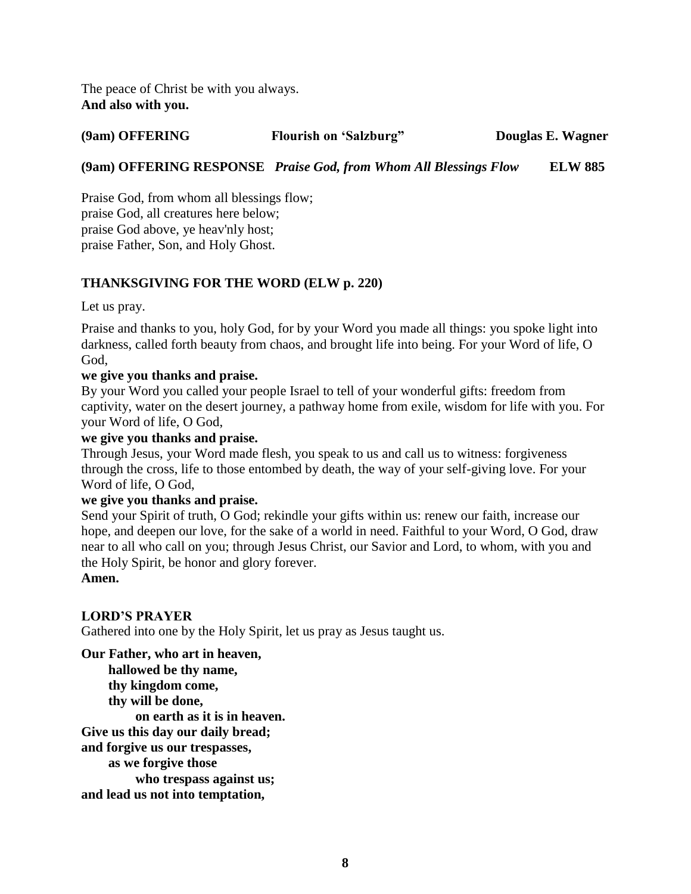The peace of Christ be with you always.
**And also with you.**

**(9am) OFFERING Flourish on 'Salzburg" Douglas E. Wagner**

**(9am) OFFERING RESPONSE** ***Praise God, from Whom All Blessings Flow*** **ELW 885**

Praise God, from whom all blessings flow;
praise God, all creatures here below;
praise God above, ye heav'nly host;
praise Father, Son, and Holy Ghost.

**THANKSGIVING FOR THE WORD (ELW p. 220)**

Let us pray.

Praise and thanks to you, holy God, for by your Word you made all things: you spoke light into darkness, called forth beauty from chaos, and brought life into being. For your Word of life, O God,
**we give you thanks and praise.**
By your Word you called your people Israel to tell of your wonderful gifts: freedom from captivity, water on the desert journey, a pathway home from exile, wisdom for life with you. For your Word of life, O God,
**we give you thanks and praise.**
Through Jesus, your Word made flesh, you speak to us and call us to witness: forgiveness through the cross, life to those entombed by death, the way of your self-giving love. For your Word of life, O God,
**we give you thanks and praise.**
Send your Spirit of truth, O God; rekindle your gifts within us: renew our faith, increase our hope, and deepen our love, for the sake of a world in need. Faithful to your Word, O God, draw near to all who call on you; through Jesus Christ, our Savior and Lord, to whom, with you and the Holy Spirit, be honor and glory forever.
**Amen.**

**LORD'S PRAYER**
Gathered into one by the Holy Spirit, let us pray as Jesus taught us.

**Our Father, who art in heaven,**
**hallowed be thy name,**
**thy kingdom come,**
**thy will be done,**
**on earth as it is in heaven.**
**Give us this day our daily bread;**
**and forgive us our trespasses,**
**as we forgive those**
**who trespass against us;**
**and lead us not into temptation,**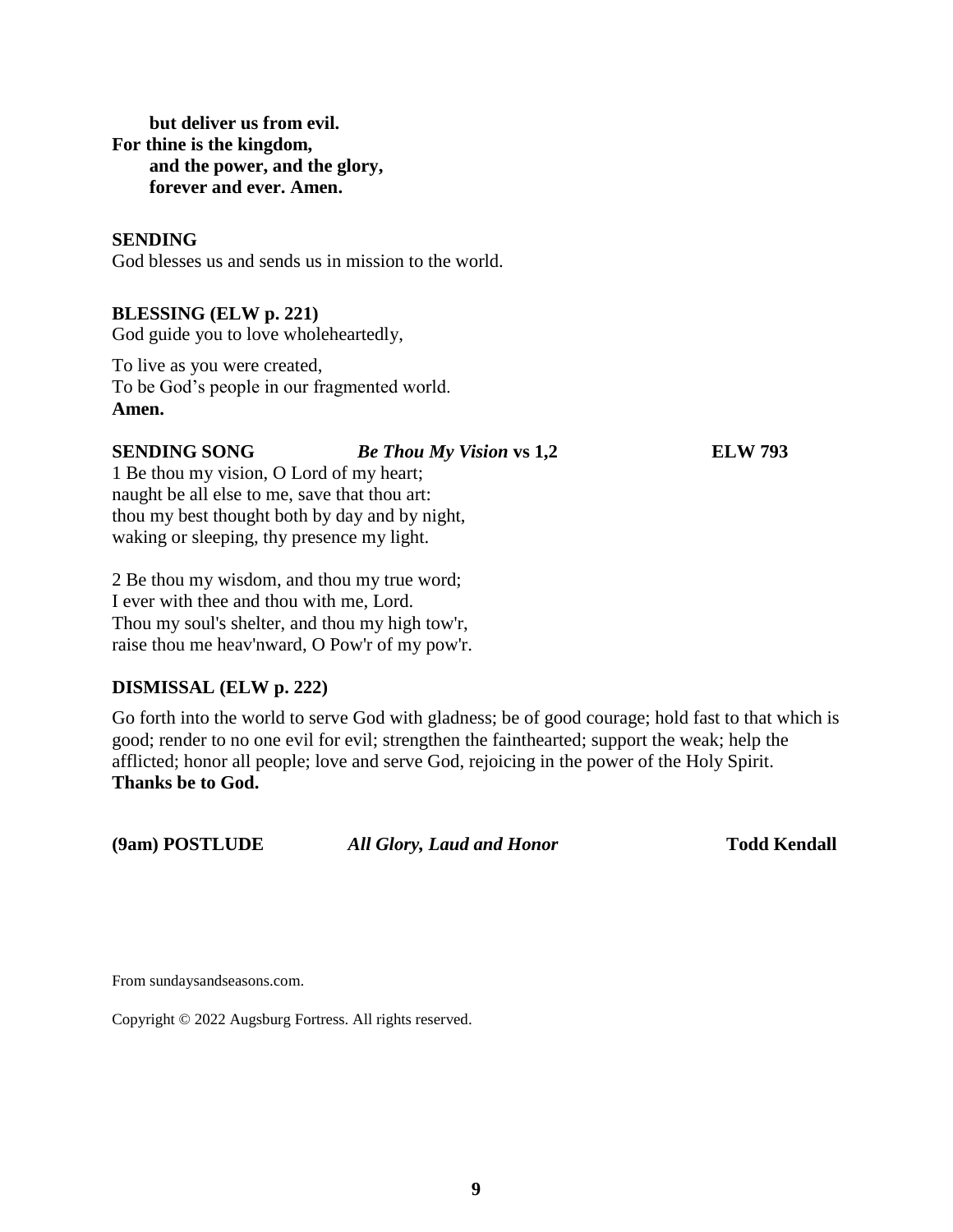**but deliver us from evil.**
**For thine is the kingdom,**
**and the power, and the glory,**
**forever and ever. Amen.**

**SENDING**

God blesses us and sends us in mission to the world.

**BLESSING (ELW p. 221)**

God guide you to love wholeheartedly,

To live as you were created,
To be God's people in our fragmented world.
**Amen.**

**SENDING SONG** ***Be Thou My Vision* vs 1,2** **ELW 793**

1 Be thou my vision, O Lord of my heart;
naught be all else to me, save that thou art:
thou my best thought both by day and by night,
waking or sleeping, thy presence my light.

2 Be thou my wisdom, and thou my true word;
I ever with thee and thou with me, Lord.
Thou my soul's shelter, and thou my high tow'r,
raise thou me heav'nward, O Pow'r of my pow'r.

**DISMISSAL (ELW p. 222)**

Go forth into the world to serve God with gladness; be of good courage; hold fast to that which is good; render to no one evil for evil; strengthen the fainthearted; support the weak; help the afflicted; honor all people; love and serve God, rejoicing in the power of the Holy Spirit.
**Thanks be to God.**

**(9am) POSTLUDE** ***All Glory, Laud and Honor*** **Todd Kendall**

From sundaysandseasons.com.

Copyright © 2022 Augsburg Fortress. All rights reserved.